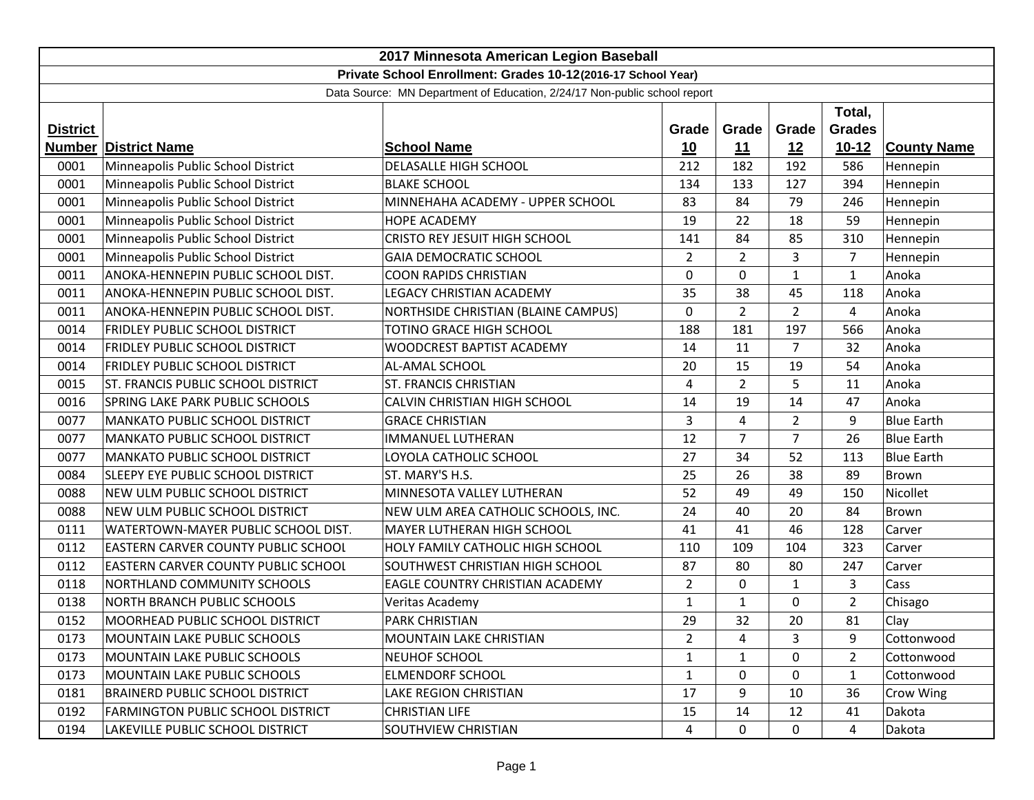# 2017 Minnesota American Legion Baseball

## Private School Enrollment: Grades 10-12 (2016-17 School Year)

Data Source: MN Department of Education, 2/24/17 Non-public school report

| District Number | District Name | School Name | Grade 10 | Grade 11 | Grade 12 | Total, Grades 10-12 | County Name |
|---|---|---|---|---|---|---|---|
| 0001 | Minneapolis Public School District | DELASALLE HIGH SCHOOL | 212 | 182 | 192 | 586 | Hennepin |
| 0001 | Minneapolis Public School District | BLAKE SCHOOL | 134 | 133 | 127 | 394 | Hennepin |
| 0001 | Minneapolis Public School District | MINNEHAHA ACADEMY - UPPER SCHOOL | 83 | 84 | 79 | 246 | Hennepin |
| 0001 | Minneapolis Public School District | HOPE ACADEMY | 19 | 22 | 18 | 59 | Hennepin |
| 0001 | Minneapolis Public School District | CRISTO REY JESUIT HIGH SCHOOL | 141 | 84 | 85 | 310 | Hennepin |
| 0001 | Minneapolis Public School District | GAIA DEMOCRATIC SCHOOL | 2 | 2 | 3 | 7 | Hennepin |
| 0011 | ANOKA-HENNEPIN PUBLIC SCHOOL DIST. | COON RAPIDS CHRISTIAN | 0 | 0 | 1 | 1 | Anoka |
| 0011 | ANOKA-HENNEPIN PUBLIC SCHOOL DIST. | LEGACY CHRISTIAN ACADEMY | 35 | 38 | 45 | 118 | Anoka |
| 0011 | ANOKA-HENNEPIN PUBLIC SCHOOL DIST. | NORTHSIDE CHRISTIAN (BLAINE CAMPUS) | 0 | 2 | 2 | 4 | Anoka |
| 0014 | FRIDLEY PUBLIC SCHOOL DISTRICT | TOTINO GRACE HIGH SCHOOL | 188 | 181 | 197 | 566 | Anoka |
| 0014 | FRIDLEY PUBLIC SCHOOL DISTRICT | WOODCREST BAPTIST ACADEMY | 14 | 11 | 7 | 32 | Anoka |
| 0014 | FRIDLEY PUBLIC SCHOOL DISTRICT | AL-AMAL SCHOOL | 20 | 15 | 19 | 54 | Anoka |
| 0015 | ST. FRANCIS PUBLIC SCHOOL DISTRICT | ST. FRANCIS CHRISTIAN | 4 | 2 | 5 | 11 | Anoka |
| 0016 | SPRING LAKE PARK PUBLIC SCHOOLS | CALVIN CHRISTIAN HIGH SCHOOL | 14 | 19 | 14 | 47 | Anoka |
| 0077 | MANKATO PUBLIC SCHOOL DISTRICT | GRACE CHRISTIAN | 3 | 4 | 2 | 9 | Blue Earth |
| 0077 | MANKATO PUBLIC SCHOOL DISTRICT | IMMANUEL LUTHERAN | 12 | 7 | 7 | 26 | Blue Earth |
| 0077 | MANKATO PUBLIC SCHOOL DISTRICT | LOYOLA CATHOLIC SCHOOL | 27 | 34 | 52 | 113 | Blue Earth |
| 0084 | SLEEPY EYE PUBLIC SCHOOL DISTRICT | ST. MARY'S H.S. | 25 | 26 | 38 | 89 | Brown |
| 0088 | NEW ULM PUBLIC SCHOOL DISTRICT | MINNESOTA VALLEY LUTHERAN | 52 | 49 | 49 | 150 | Nicollet |
| 0088 | NEW ULM PUBLIC SCHOOL DISTRICT | NEW ULM AREA CATHOLIC SCHOOLS, INC. | 24 | 40 | 20 | 84 | Brown |
| 0111 | WATERTOWN-MAYER PUBLIC SCHOOL DIST. | MAYER LUTHERAN HIGH SCHOOL | 41 | 41 | 46 | 128 | Carver |
| 0112 | EASTERN CARVER COUNTY PUBLIC SCHOOL | HOLY FAMILY CATHOLIC HIGH SCHOOL | 110 | 109 | 104 | 323 | Carver |
| 0112 | EASTERN CARVER COUNTY PUBLIC SCHOOL | SOUTHWEST CHRISTIAN HIGH SCHOOL | 87 | 80 | 80 | 247 | Carver |
| 0118 | NORTHLAND COMMUNITY SCHOOLS | EAGLE COUNTRY CHRISTIAN ACADEMY | 2 | 0 | 1 | 3 | Cass |
| 0138 | NORTH BRANCH PUBLIC SCHOOLS | Veritas Academy | 1 | 1 | 0 | 2 | Chisago |
| 0152 | MOORHEAD PUBLIC SCHOOL DISTRICT | PARK CHRISTIAN | 29 | 32 | 20 | 81 | Clay |
| 0173 | MOUNTAIN LAKE PUBLIC SCHOOLS | MOUNTAIN LAKE CHRISTIAN | 2 | 4 | 3 | 9 | Cottonwood |
| 0173 | MOUNTAIN LAKE PUBLIC SCHOOLS | NEUHOF SCHOOL | 1 | 1 | 0 | 2 | Cottonwood |
| 0173 | MOUNTAIN LAKE PUBLIC SCHOOLS | ELMENDORF SCHOOL | 1 | 0 | 0 | 1 | Cottonwood |
| 0181 | BRAINERD PUBLIC SCHOOL DISTRICT | LAKE REGION CHRISTIAN | 17 | 9 | 10 | 36 | Crow Wing |
| 0192 | FARMINGTON PUBLIC SCHOOL DISTRICT | CHRISTIAN LIFE | 15 | 14 | 12 | 41 | Dakota |
| 0194 | LAKEVILLE PUBLIC SCHOOL DISTRICT | SOUTHVIEW CHRISTIAN | 4 | 0 | 0 | 4 | Dakota |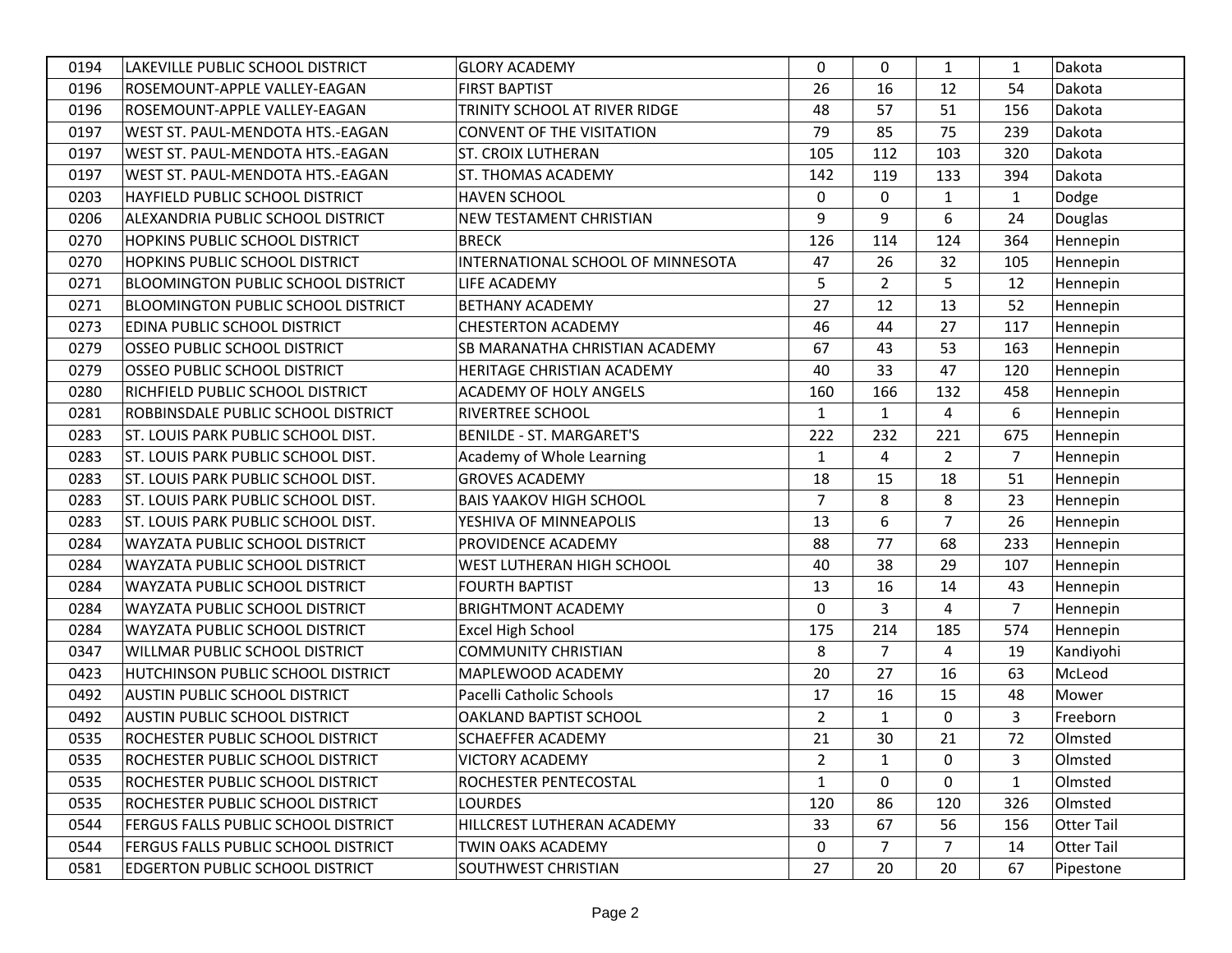| | | | | | | | |
|---|---|---|---|---|---|---|---|
| 0194 | LAKEVILLE PUBLIC SCHOOL DISTRICT | GLORY ACADEMY | 0 | 0 | 1 | 1 | Dakota |
| 0196 | ROSEMOUNT-APPLE VALLEY-EAGAN | FIRST BAPTIST | 26 | 16 | 12 | 54 | Dakota |
| 0196 | ROSEMOUNT-APPLE VALLEY-EAGAN | TRINITY SCHOOL AT RIVER RIDGE | 48 | 57 | 51 | 156 | Dakota |
| 0197 | WEST ST. PAUL-MENDOTA HTS.-EAGAN | CONVENT OF THE VISITATION | 79 | 85 | 75 | 239 | Dakota |
| 0197 | WEST ST. PAUL-MENDOTA HTS.-EAGAN | ST. CROIX LUTHERAN | 105 | 112 | 103 | 320 | Dakota |
| 0197 | WEST ST. PAUL-MENDOTA HTS.-EAGAN | ST. THOMAS ACADEMY | 142 | 119 | 133 | 394 | Dakota |
| 0203 | HAYFIELD PUBLIC SCHOOL DISTRICT | HAVEN SCHOOL | 0 | 0 | 1 | 1 | Dodge |
| 0206 | ALEXANDRIA PUBLIC SCHOOL DISTRICT | NEW TESTAMENT CHRISTIAN | 9 | 9 | 6 | 24 | Douglas |
| 0270 | HOPKINS PUBLIC SCHOOL DISTRICT | BRECK | 126 | 114 | 124 | 364 | Hennepin |
| 0270 | HOPKINS PUBLIC SCHOOL DISTRICT | INTERNATIONAL SCHOOL OF MINNESOTA | 47 | 26 | 32 | 105 | Hennepin |
| 0271 | BLOOMINGTON PUBLIC SCHOOL DISTRICT | LIFE ACADEMY | 5 | 2 | 5 | 12 | Hennepin |
| 0271 | BLOOMINGTON PUBLIC SCHOOL DISTRICT | BETHANY ACADEMY | 27 | 12 | 13 | 52 | Hennepin |
| 0273 | EDINA PUBLIC SCHOOL DISTRICT | CHESTERTON ACADEMY | 46 | 44 | 27 | 117 | Hennepin |
| 0279 | OSSEO PUBLIC SCHOOL DISTRICT | SB MARANATHA CHRISTIAN ACADEMY | 67 | 43 | 53 | 163 | Hennepin |
| 0279 | OSSEO PUBLIC SCHOOL DISTRICT | HERITAGE CHRISTIAN ACADEMY | 40 | 33 | 47 | 120 | Hennepin |
| 0280 | RICHFIELD PUBLIC SCHOOL DISTRICT | ACADEMY OF HOLY ANGELS | 160 | 166 | 132 | 458 | Hennepin |
| 0281 | ROBBINSDALE PUBLIC SCHOOL DISTRICT | RIVERTREE SCHOOL | 1 | 1 | 4 | 6 | Hennepin |
| 0283 | ST. LOUIS PARK PUBLIC SCHOOL DIST. | BENILDE - ST. MARGARET'S | 222 | 232 | 221 | 675 | Hennepin |
| 0283 | ST. LOUIS PARK PUBLIC SCHOOL DIST. | Academy of Whole Learning | 1 | 4 | 2 | 7 | Hennepin |
| 0283 | ST. LOUIS PARK PUBLIC SCHOOL DIST. | GROVES ACADEMY | 18 | 15 | 18 | 51 | Hennepin |
| 0283 | ST. LOUIS PARK PUBLIC SCHOOL DIST. | BAIS YAAKOV HIGH SCHOOL | 7 | 8 | 8 | 23 | Hennepin |
| 0283 | ST. LOUIS PARK PUBLIC SCHOOL DIST. | YESHIVA OF MINNEAPOLIS | 13 | 6 | 7 | 26 | Hennepin |
| 0284 | WAYZATA PUBLIC SCHOOL DISTRICT | PROVIDENCE ACADEMY | 88 | 77 | 68 | 233 | Hennepin |
| 0284 | WAYZATA PUBLIC SCHOOL DISTRICT | WEST LUTHERAN HIGH SCHOOL | 40 | 38 | 29 | 107 | Hennepin |
| 0284 | WAYZATA PUBLIC SCHOOL DISTRICT | FOURTH BAPTIST | 13 | 16 | 14 | 43 | Hennepin |
| 0284 | WAYZATA PUBLIC SCHOOL DISTRICT | BRIGHTMONT ACADEMY | 0 | 3 | 4 | 7 | Hennepin |
| 0284 | WAYZATA PUBLIC SCHOOL DISTRICT | Excel High School | 175 | 214 | 185 | 574 | Hennepin |
| 0347 | WILLMAR PUBLIC SCHOOL DISTRICT | COMMUNITY CHRISTIAN | 8 | 7 | 4 | 19 | Kandiyohi |
| 0423 | HUTCHINSON PUBLIC SCHOOL DISTRICT | MAPLEWOOD ACADEMY | 20 | 27 | 16 | 63 | McLeod |
| 0492 | AUSTIN PUBLIC SCHOOL DISTRICT | Pacelli Catholic Schools | 17 | 16 | 15 | 48 | Mower |
| 0492 | AUSTIN PUBLIC SCHOOL DISTRICT | OAKLAND BAPTIST SCHOOL | 2 | 1 | 0 | 3 | Freeborn |
| 0535 | ROCHESTER PUBLIC SCHOOL DISTRICT | SCHAEFFER ACADEMY | 21 | 30 | 21 | 72 | Olmsted |
| 0535 | ROCHESTER PUBLIC SCHOOL DISTRICT | VICTORY ACADEMY | 2 | 1 | 0 | 3 | Olmsted |
| 0535 | ROCHESTER PUBLIC SCHOOL DISTRICT | ROCHESTER PENTECOSTAL | 1 | 0 | 0 | 1 | Olmsted |
| 0535 | ROCHESTER PUBLIC SCHOOL DISTRICT | LOURDES | 120 | 86 | 120 | 326 | Olmsted |
| 0544 | FERGUS FALLS PUBLIC SCHOOL DISTRICT | HILLCREST LUTHERAN ACADEMY | 33 | 67 | 56 | 156 | Otter Tail |
| 0544 | FERGUS FALLS PUBLIC SCHOOL DISTRICT | TWIN OAKS ACADEMY | 0 | 7 | 7 | 14 | Otter Tail |
| 0581 | EDGERTON PUBLIC SCHOOL DISTRICT | SOUTHWEST CHRISTIAN | 27 | 20 | 20 | 67 | Pipestone |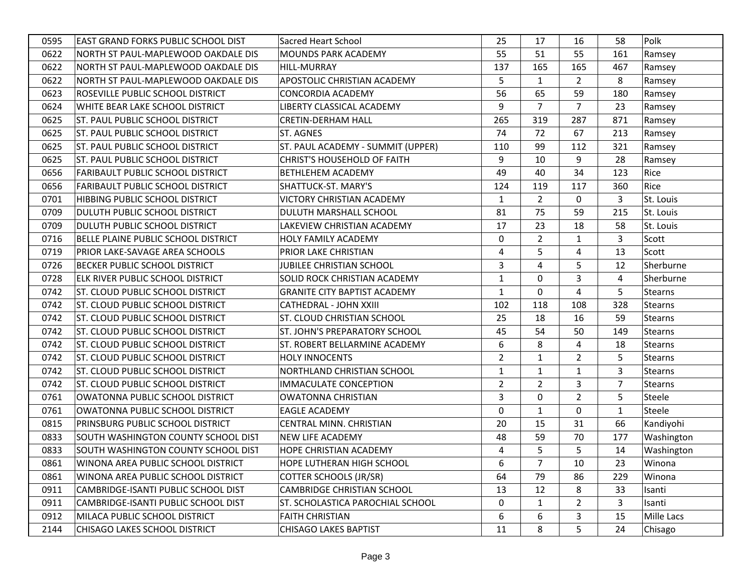| | | | | | | | |
|---|---|---|---|---|---|---|---|
| 0595 | EAST GRAND FORKS PUBLIC SCHOOL DIST | Sacred Heart School | 25 | 17 | 16 | 58 | Polk |
| 0622 | NORTH ST PAUL-MAPLEWOOD OAKDALE DIS | MOUNDS PARK ACADEMY | 55 | 51 | 55 | 161 | Ramsey |
| 0622 | NORTH ST PAUL-MAPLEWOOD OAKDALE DIS | HILL-MURRAY | 137 | 165 | 165 | 467 | Ramsey |
| 0622 | NORTH ST PAUL-MAPLEWOOD OAKDALE DIS | APOSTOLIC CHRISTIAN ACADEMY | 5 | 1 | 2 | 8 | Ramsey |
| 0623 | ROSEVILLE PUBLIC SCHOOL DISTRICT | CONCORDIA ACADEMY | 56 | 65 | 59 | 180 | Ramsey |
| 0624 | WHITE BEAR LAKE SCHOOL DISTRICT | LIBERTY CLASSICAL ACADEMY | 9 | 7 | 7 | 23 | Ramsey |
| 0625 | ST. PAUL PUBLIC SCHOOL DISTRICT | CRETIN-DERHAM HALL | 265 | 319 | 287 | 871 | Ramsey |
| 0625 | ST. PAUL PUBLIC SCHOOL DISTRICT | ST. AGNES | 74 | 72 | 67 | 213 | Ramsey |
| 0625 | ST. PAUL PUBLIC SCHOOL DISTRICT | ST. PAUL ACADEMY - SUMMIT (UPPER) | 110 | 99 | 112 | 321 | Ramsey |
| 0625 | ST. PAUL PUBLIC SCHOOL DISTRICT | CHRIST'S HOUSEHOLD OF FAITH | 9 | 10 | 9 | 28 | Ramsey |
| 0656 | FARIBAULT PUBLIC SCHOOL DISTRICT | BETHLEHEM ACADEMY | 49 | 40 | 34 | 123 | Rice |
| 0656 | FARIBAULT PUBLIC SCHOOL DISTRICT | SHATTUCK-ST. MARY'S | 124 | 119 | 117 | 360 | Rice |
| 0701 | HIBBING PUBLIC SCHOOL DISTRICT | VICTORY CHRISTIAN ACADEMY | 1 | 2 | 0 | 3 | St. Louis |
| 0709 | DULUTH PUBLIC SCHOOL DISTRICT | DULUTH MARSHALL SCHOOL | 81 | 75 | 59 | 215 | St. Louis |
| 0709 | DULUTH PUBLIC SCHOOL DISTRICT | LAKEVIEW CHRISTIAN ACADEMY | 17 | 23 | 18 | 58 | St. Louis |
| 0716 | BELLE PLAINE PUBLIC SCHOOL DISTRICT | HOLY FAMILY ACADEMY | 0 | 2 | 1 | 3 | Scott |
| 0719 | PRIOR LAKE-SAVAGE AREA SCHOOLS | PRIOR LAKE CHRISTIAN | 4 | 5 | 4 | 13 | Scott |
| 0726 | BECKER PUBLIC SCHOOL DISTRICT | JUBILEE CHRISTIAN SCHOOL | 3 | 4 | 5 | 12 | Sherburne |
| 0728 | ELK RIVER PUBLIC SCHOOL DISTRICT | SOLID ROCK CHRISTIAN ACADEMY | 1 | 0 | 3 | 4 | Sherburne |
| 0742 | ST. CLOUD PUBLIC SCHOOL DISTRICT | GRANITE CITY BAPTIST ACADEMY | 1 | 0 | 4 | 5 | Stearns |
| 0742 | ST. CLOUD PUBLIC SCHOOL DISTRICT | CATHEDRAL - JOHN XXIII | 102 | 118 | 108 | 328 | Stearns |
| 0742 | ST. CLOUD PUBLIC SCHOOL DISTRICT | ST. CLOUD CHRISTIAN SCHOOL | 25 | 18 | 16 | 59 | Stearns |
| 0742 | ST. CLOUD PUBLIC SCHOOL DISTRICT | ST. JOHN'S PREPARATORY SCHOOL | 45 | 54 | 50 | 149 | Stearns |
| 0742 | ST. CLOUD PUBLIC SCHOOL DISTRICT | ST. ROBERT BELLARMINE ACADEMY | 6 | 8 | 4 | 18 | Stearns |
| 0742 | ST. CLOUD PUBLIC SCHOOL DISTRICT | HOLY INNOCENTS | 2 | 1 | 2 | 5 | Stearns |
| 0742 | ST. CLOUD PUBLIC SCHOOL DISTRICT | NORTHLAND CHRISTIAN SCHOOL | 1 | 1 | 1 | 3 | Stearns |
| 0742 | ST. CLOUD PUBLIC SCHOOL DISTRICT | IMMACULATE CONCEPTION | 2 | 2 | 3 | 7 | Stearns |
| 0761 | OWATONNA PUBLIC SCHOOL DISTRICT | OWATONNA CHRISTIAN | 3 | 0 | 2 | 5 | Steele |
| 0761 | OWATONNA PUBLIC SCHOOL DISTRICT | EAGLE ACADEMY | 0 | 1 | 0 | 1 | Steele |
| 0815 | PRINSBURG PUBLIC SCHOOL DISTRICT | CENTRAL MINN. CHRISTIAN | 20 | 15 | 31 | 66 | Kandiyohi |
| 0833 | SOUTH WASHINGTON COUNTY SCHOOL DIST | NEW LIFE ACADEMY | 48 | 59 | 70 | 177 | Washington |
| 0833 | SOUTH WASHINGTON COUNTY SCHOOL DIST | HOPE CHRISTIAN ACADEMY | 4 | 5 | 5 | 14 | Washington |
| 0861 | WINONA AREA PUBLIC SCHOOL DISTRICT | HOPE LUTHERAN HIGH SCHOOL | 6 | 7 | 10 | 23 | Winona |
| 0861 | WINONA AREA PUBLIC SCHOOL DISTRICT | COTTER SCHOOLS (JR/SR) | 64 | 79 | 86 | 229 | Winona |
| 0911 | CAMBRIDGE-ISANTI PUBLIC SCHOOL DIST | CAMBRIDGE CHRISTIAN SCHOOL | 13 | 12 | 8 | 33 | Isanti |
| 0911 | CAMBRIDGE-ISANTI PUBLIC SCHOOL DIST | ST. SCHOLASTICA PAROCHIAL SCHOOL | 0 | 1 | 2 | 3 | Isanti |
| 0912 | MILACA PUBLIC SCHOOL DISTRICT | FAITH CHRISTIAN | 6 | 6 | 3 | 15 | Mille Lacs |
| 2144 | CHISAGO LAKES SCHOOL DISTRICT | CHISAGO LAKES BAPTIST | 11 | 8 | 5 | 24 | Chisago |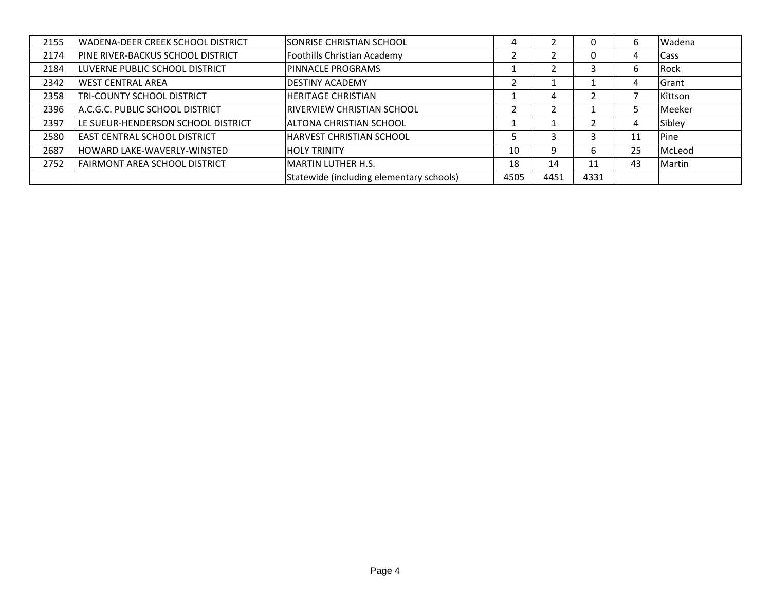| | | | | | | | |
|---|---|---|---|---|---|---|---|
| 2155 | WADENA-DEER CREEK SCHOOL DISTRICT | SONRISE CHRISTIAN SCHOOL | 4 | 2 | 0 | 6 | Wadena |
| 2174 | PINE RIVER-BACKUS SCHOOL DISTRICT | Foothills Christian Academy | 2 | 2 | 0 | 4 | Cass |
| 2184 | LUVERNE PUBLIC SCHOOL DISTRICT | PINNACLE PROGRAMS | 1 | 2 | 3 | 6 | Rock |
| 2342 | WEST CENTRAL AREA | DESTINY ACADEMY | 2 | 1 | 1 | 4 | Grant |
| 2358 | TRI-COUNTY SCHOOL DISTRICT | HERITAGE CHRISTIAN | 1 | 4 | 2 | 7 | Kittson |
| 2396 | A.C.G.C. PUBLIC SCHOOL DISTRICT | RIVERVIEW CHRISTIAN SCHOOL | 2 | 2 | 1 | 5 | Meeker |
| 2397 | LE SUEUR-HENDERSON SCHOOL DISTRICT | ALTONA CHRISTIAN SCHOOL | 1 | 1 | 2 | 4 | Sibley |
| 2580 | EAST CENTRAL SCHOOL DISTRICT | HARVEST CHRISTIAN SCHOOL | 5 | 3 | 3 | 11 | Pine |
| 2687 | HOWARD LAKE-WAVERLY-WINSTED | HOLY TRINITY | 10 | 9 | 6 | 25 | McLeod |
| 2752 | FAIRMONT AREA SCHOOL DISTRICT | MARTIN LUTHER H.S. | 18 | 14 | 11 | 43 | Martin |
| | | Statewide (including elementary schools) | 4505 | 4451 | 4331 | | |